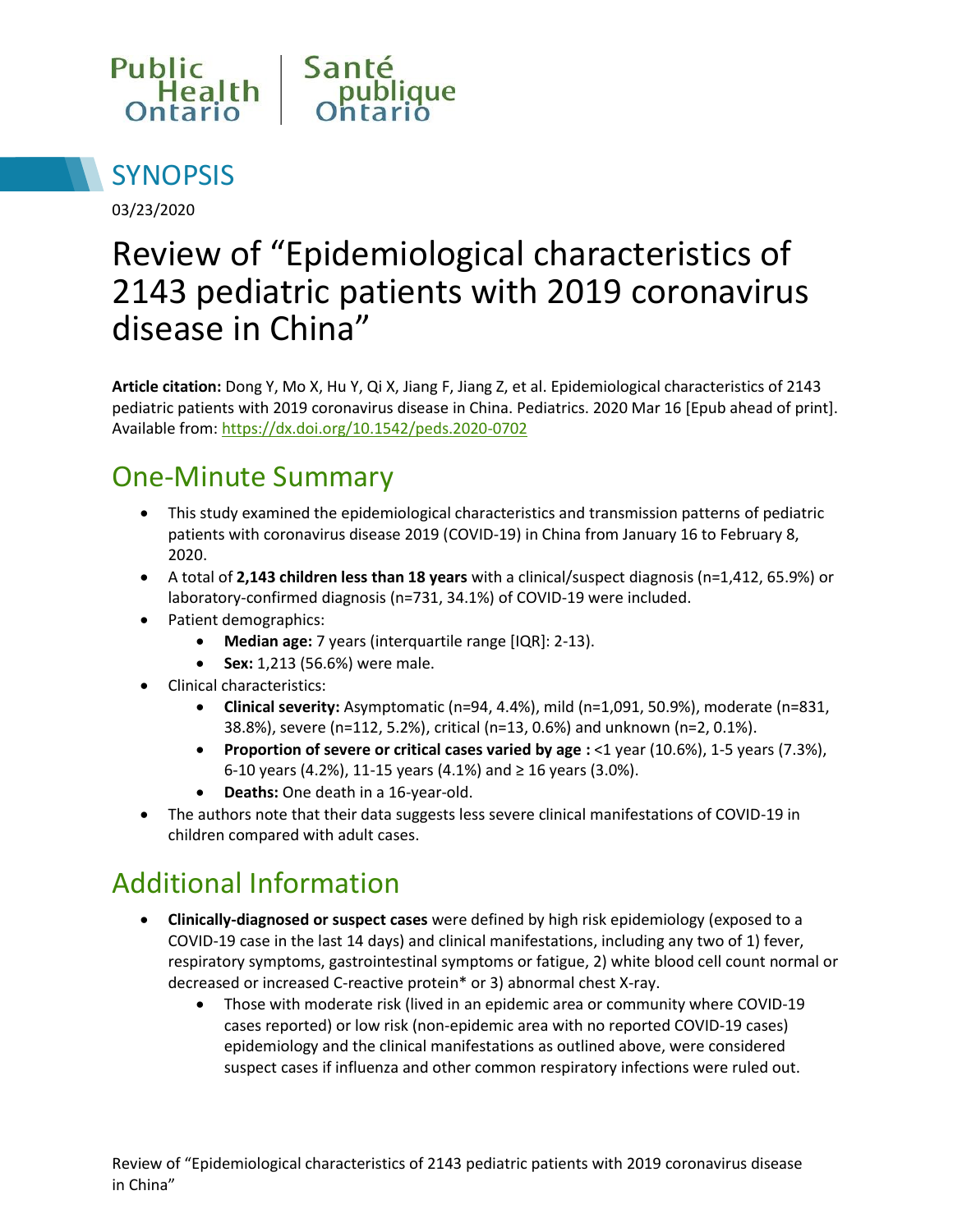Public Health Ontario | Santé publique Ontario

# SYNOPSIS

03/23/2020

# Review of "Epidemiological characteristics of 2143 pediatric patients with 2019 coronavirus disease in China"

**Article citation:** Dong Y, Mo X, Hu Y, Qi X, Jiang F, Jiang Z, et al. Epidemiological characteristics of 2143 pediatric patients with 2019 coronavirus disease in China. Pediatrics. 2020 Mar 16 [Epub ahead of print]. Available from: https://dx.doi.org/10.1542/peds.2020-0702

## One-Minute Summary

- This study examined the epidemiological characteristics and transmission patterns of pediatric patients with coronavirus disease 2019 (COVID-19) in China from January 16 to February 8, 2020.
- A total of **2,143 children less than 18 years** with a clinical/suspect diagnosis (n=1,412, 65.9%) or laboratory-confirmed diagnosis (n=731, 34.1%) of COVID-19 were included.
- Patient demographics:
  - **Median age:** 7 years (interquartile range [IQR]: 2-13).
  - **Sex:** 1,213 (56.6%) were male.
- Clinical characteristics:
  - **Clinical severity:** Asymptomatic (n=94, 4.4%), mild (n=1,091, 50.9%), moderate (n=831, 38.8%), severe (n=112, 5.2%), critical (n=13, 0.6%) and unknown (n=2, 0.1%).
  - **Proportion of severe or critical cases varied by age :** <1 year (10.6%), 1-5 years (7.3%), 6-10 years (4.2%), 11-15 years (4.1%) and ≥ 16 years (3.0%).
  - **Deaths:** One death in a 16-year-old.
- The authors note that their data suggests less severe clinical manifestations of COVID-19 in children compared with adult cases.

## Additional Information

- **Clinically-diagnosed or suspect cases** were defined by high risk epidemiology (exposed to a COVID-19 case in the last 14 days) and clinical manifestations, including any two of 1) fever, respiratory symptoms, gastrointestinal symptoms or fatigue, 2) white blood cell count normal or decreased or increased C-reactive protein* or 3) abnormal chest X-ray.
  - Those with moderate risk (lived in an epidemic area or community where COVID-19 cases reported) or low risk (non-epidemic area with no reported COVID-19 cases) epidemiology and the clinical manifestations as outlined above, were considered suspect cases if influenza and other common respiratory infections were ruled out.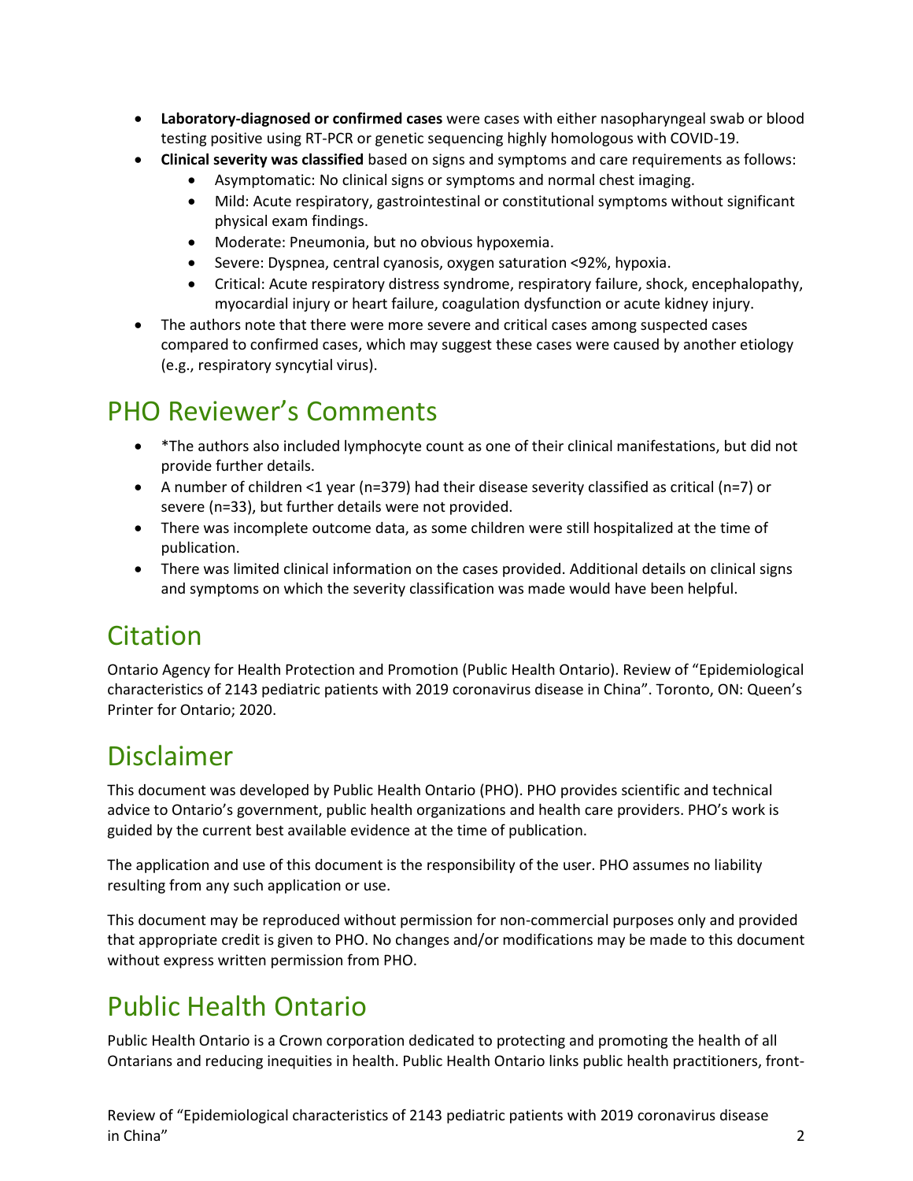- **Laboratory-diagnosed or confirmed cases** were cases with either nasopharyngeal swab or blood testing positive using RT-PCR or genetic sequencing highly homologous with COVID-19.
- **Clinical severity was classified** based on signs and symptoms and care requirements as follows:
    - Asymptomatic: No clinical signs or symptoms and normal chest imaging.
    - Mild: Acute respiratory, gastrointestinal or constitutional symptoms without significant physical exam findings.
    - Moderate: Pneumonia, but no obvious hypoxemia.
    - Severe: Dyspnea, central cyanosis, oxygen saturation <92%, hypoxia.
    - Critical: Acute respiratory distress syndrome, respiratory failure, shock, encephalopathy, myocardial injury or heart failure, coagulation dysfunction or acute kidney injury.
- The authors note that there were more severe and critical cases among suspected cases compared to confirmed cases, which may suggest these cases were caused by another etiology (e.g., respiratory syncytial virus).

# PHO Reviewer's Comments

- *The authors also included lymphocyte count as one of their clinical manifestations, but did not provide further details.
- A number of children <1 year (n=379) had their disease severity classified as critical (n=7) or severe (n=33), but further details were not provided.
- There was incomplete outcome data, as some children were still hospitalized at the time of publication.
- There was limited clinical information on the cases provided. Additional details on clinical signs and symptoms on which the severity classification was made would have been helpful.

# Citation

Ontario Agency for Health Protection and Promotion (Public Health Ontario). Review of "Epidemiological characteristics of 2143 pediatric patients with 2019 coronavirus disease in China". Toronto, ON: Queen's Printer for Ontario; 2020.

# Disclaimer

This document was developed by Public Health Ontario (PHO). PHO provides scientific and technical advice to Ontario's government, public health organizations and health care providers. PHO's work is guided by the current best available evidence at the time of publication.

The application and use of this document is the responsibility of the user. PHO assumes no liability resulting from any such application or use.

This document may be reproduced without permission for non-commercial purposes only and provided that appropriate credit is given to PHO. No changes and/or modifications may be made to this document without express written permission from PHO.

# Public Health Ontario

Public Health Ontario is a Crown corporation dedicated to protecting and promoting the health of all Ontarians and reducing inequities in health. Public Health Ontario links public health practitioners, front-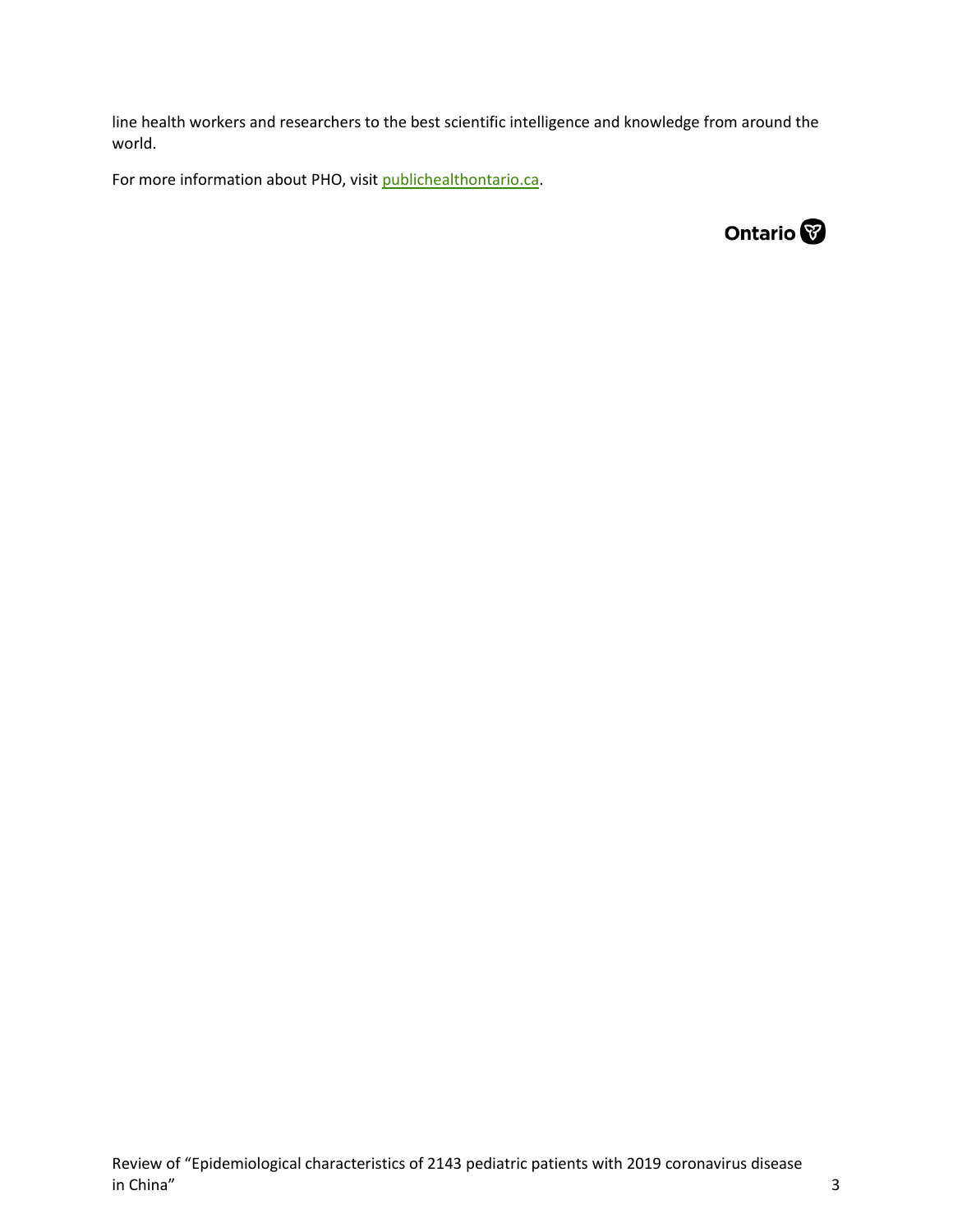line health workers and researchers to the best scientific intelligence and knowledge from around the world.

For more information about PHO, visit publichealthontario.ca.

Ontario